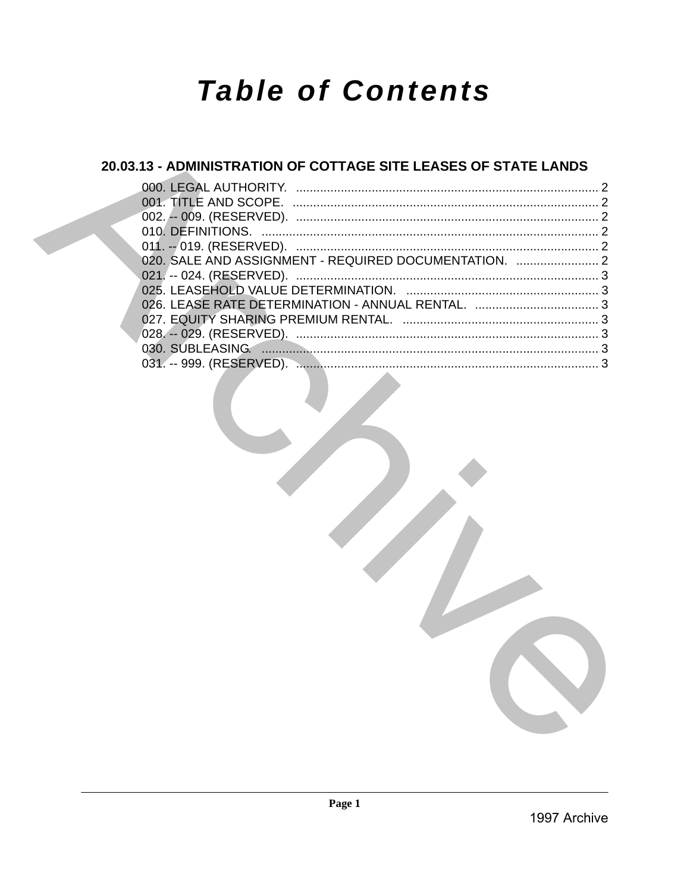# Table of Contents

## 20.03.13 - ADMINISTRATION OF COTTAGE SITE LEASES OF STATE LANDS

000. LEGAL AUTHORITY. ........................................................................................ 2
001. TITLE AND SCOPE. ......................................................................................... 2
002. -- 009. (RESERVED). ....................................................................................... 2
010. DEFINITIONS. .................................................................................................. 2
011. -- 019. (RESERVED). ....................................................................................... 2
020. SALE AND ASSIGNMENT - REQUIRED DOCUMENTATION. ........................ 2
021. -- 024. (RESERVED). ....................................................................................... 3
025. LEASEHOLD VALUE DETERMINATION. ........................................................ 3
026. LEASE RATE DETERMINATION - ANNUAL RENTAL. .................................... 3
027. EQUITY SHARING PREMIUM RENTAL. ......................................................... 3
028. -- 029. (RESERVED). ....................................................................................... 3
030. SUBLEASING. .................................................................................................. 3
031. -- 999. (RESERVED). ....................................................................................... 3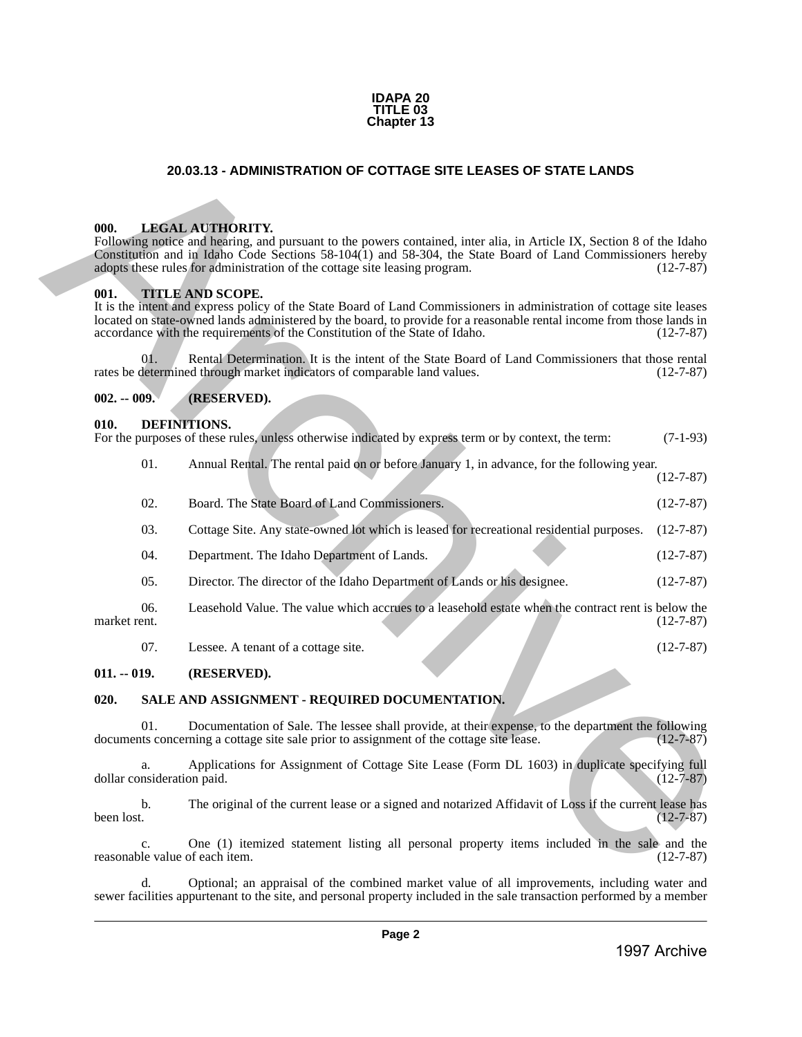# IDAPA 20
# TITLE 03
# Chapter 13

## 20.03.13 - ADMINISTRATION OF COTTAGE SITE LEASES OF STATE LANDS

**000. LEGAL AUTHORITY.**
Following notice and hearing, and pursuant to the powers contained, inter alia, in Article IX, Section 8 of the Idaho Constitution and in Idaho Code Sections 58-104(1) and 58-304, the State Board of Land Commissioners hereby adopts these rules for administration of the cottage site leasing program. (12-7-87)

**001. TITLE AND SCOPE.**
It is the intent and express policy of the State Board of Land Commissioners in administration of cottage site leases located on state-owned lands administered by the board, to provide for a reasonable rental income from those lands in accordance with the requirements of the Constitution of the State of Idaho. (12-7-87)

01. Rental Determination. It is the intent of the State Board of Land Commissioners that those rental rates be determined through market indicators of comparable land values. (12-7-87)

**002. -- 009. (RESERVED).**

**010. DEFINITIONS.**
For the purposes of these rules, unless otherwise indicated by express term or by context, the term: (7-1-93)

01. Annual Rental. The rental paid on or before January 1, in advance, for the following year. (12-7-87)

02. Board. The State Board of Land Commissioners. (12-7-87)

03. Cottage Site. Any state-owned lot which is leased for recreational residential purposes. (12-7-87)

04. Department. The Idaho Department of Lands. (12-7-87)

05. Director. The director of the Idaho Department of Lands or his designee. (12-7-87)

06. Leasehold Value. The value which accrues to a leasehold estate when the contract rent is below the market rent. (12-7-87)

07. Lessee. A tenant of a cottage site. (12-7-87)

**011. -- 019. (RESERVED).**

**020. SALE AND ASSIGNMENT - REQUIRED DOCUMENTATION.**

01. Documentation of Sale. The lessee shall provide, at their expense, to the department the following documents concerning a cottage site sale prior to assignment of the cottage site lease. (12-7-87)

a. Applications for Assignment of Cottage Site Lease (Form DL 1603) in duplicate specifying full dollar consideration paid. (12-7-87)

b. The original of the current lease or a signed and notarized Affidavit of Loss if the current lease has been lost. (12-7-87)

c. One (1) itemized statement listing all personal property items included in the sale and the reasonable value of each item. (12-7-87)

d. Optional; an appraisal of the combined market value of all improvements, including water and sewer facilities appurtenant to the site, and personal property included in the sale transaction performed by a member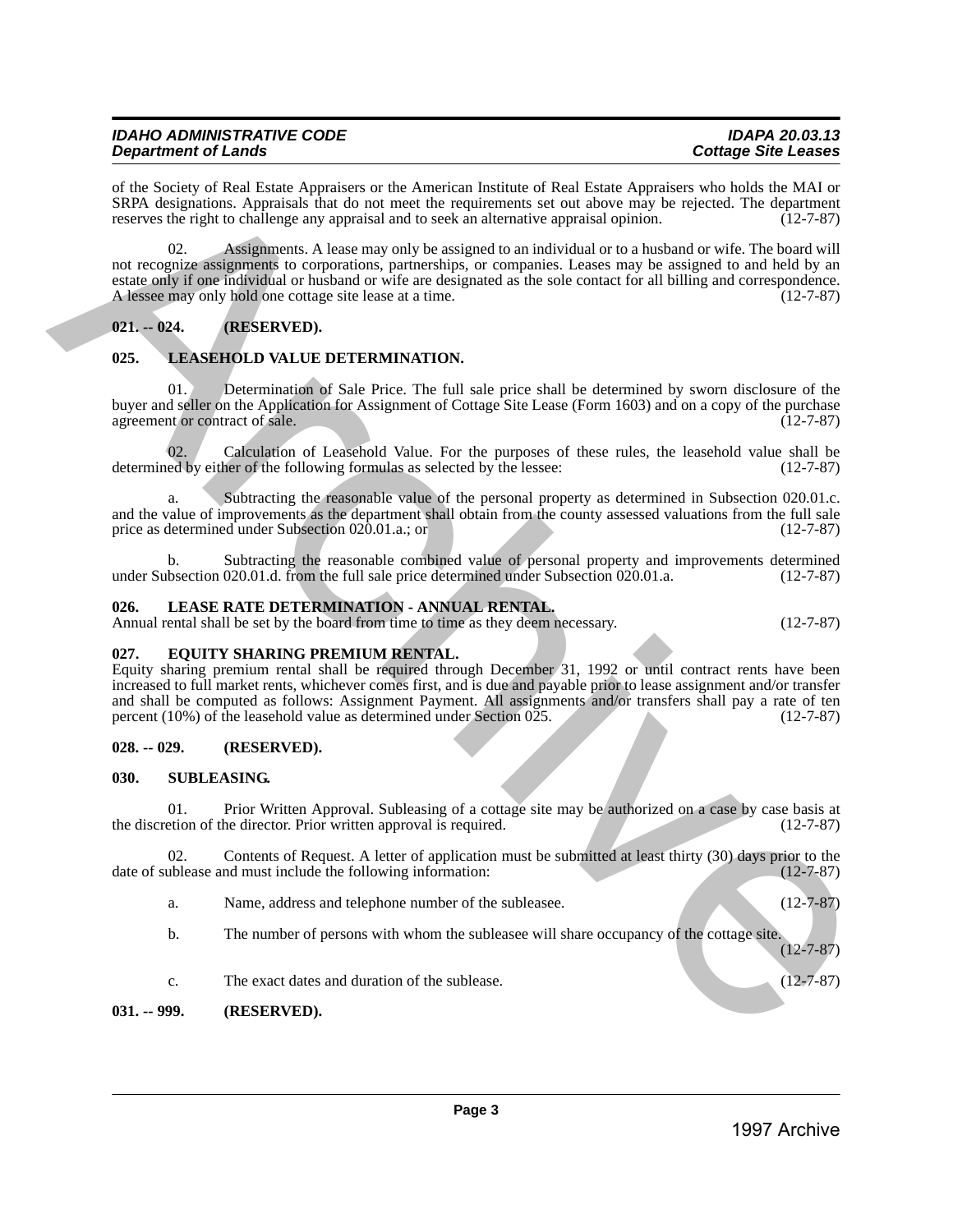of the Society of Real Estate Appraisers or the American Institute of Real Estate Appraisers who holds the MAI or SRPA designations. Appraisals that do not meet the requirements set out above may be rejected. The department reserves the right to challenge any appraisal and to seek an alternative appraisal opinion. (12-7-87)

02. Assignments. A lease may only be assigned to an individual or to a husband or wife. The board will not recognize assignments to corporations, partnerships, or companies. Leases may be assigned to and held by an estate only if one individual or husband or wife are designated as the sole contact for all billing and correspondence. A lessee may only hold one cottage site lease at a time. (12-7-87)

## 021. -- 024. (RESERVED).

## 025. LEASEHOLD VALUE DETERMINATION.

01. Determination of Sale Price. The full sale price shall be determined by sworn disclosure of the buyer and seller on the Application for Assignment of Cottage Site Lease (Form 1603) and on a copy of the purchase agreement or contract of sale. (12-7-87)

02. Calculation of Leasehold Value. For the purposes of these rules, the leasehold value shall be determined by either of the following formulas as selected by the lessee: (12-7-87)

a. Subtracting the reasonable value of the personal property as determined in Subsection 020.01.c. and the value of improvements as the department shall obtain from the county assessed valuations from the full sale price as determined under Subsection 020.01.a.; or (12-7-87)

b. Subtracting the reasonable combined value of personal property and improvements determined under Subsection 020.01.d. from the full sale price determined under Subsection 020.01.a. (12-7-87)

## 026. LEASE RATE DETERMINATION - ANNUAL RENTAL.

Annual rental shall be set by the board from time to time as they deem necessary. (12-7-87)

## 027. EQUITY SHARING PREMIUM RENTAL.

Equity sharing premium rental shall be required through December 31, 1992 or until contract rents have been increased to full market rents, whichever comes first, and is due and payable prior to lease assignment and/or transfer and shall be computed as follows: Assignment Payment. All assignments and/or transfers shall pay a rate of ten percent (10%) of the leasehold value as determined under Section 025. (12-7-87)

## 028. -- 029. (RESERVED).

## 030. SUBLEASING.

01. Prior Written Approval. Subleasing of a cottage site may be authorized on a case by case basis at the discretion of the director. Prior written approval is required. (12-7-87)

02. Contents of Request. A letter of application must be submitted at least thirty (30) days prior to the date of sublease and must include the following information: (12-7-87)

a. Name, address and telephone number of the subleasee. (12-7-87)

b. The number of persons with whom the subleasee will share occupancy of the cottage site. (12-7-87)

c. The exact dates and duration of the sublease. (12-7-87)

## 031. -- 999. (RESERVED).